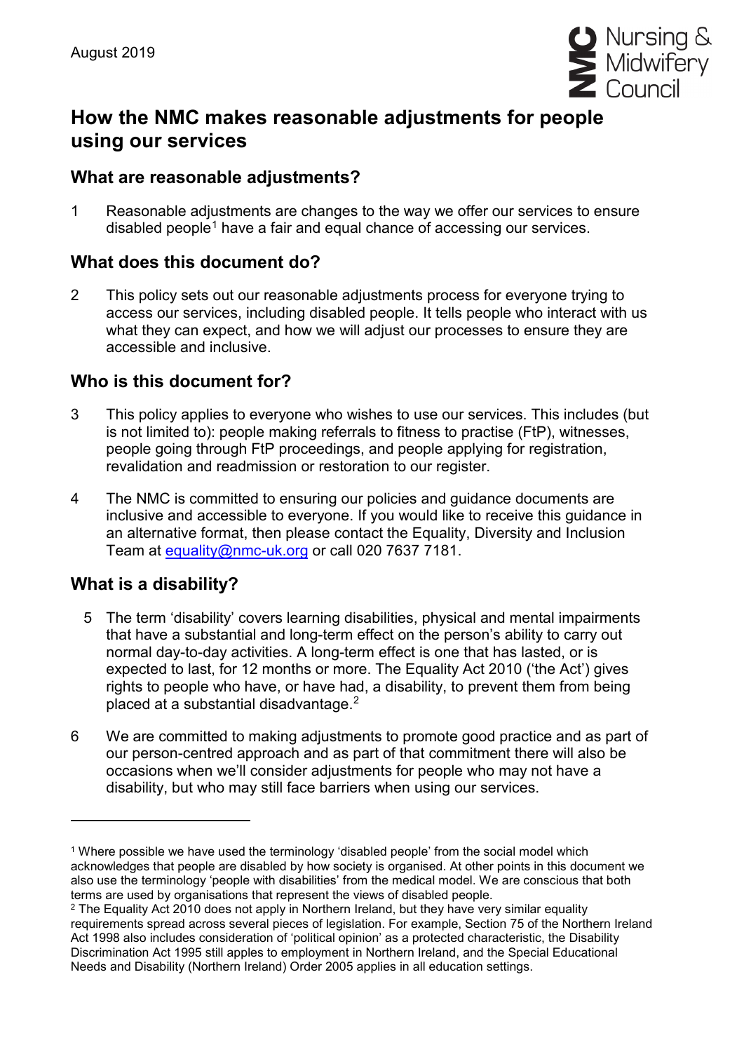August 2019

Nursing & Midwifery Council

# How the NMC makes reasonable adjustments for people using our services

## What are reasonable adjustments?

1 Reasonable adjustments are changes to the way we offer our services to ensure disabled people[1] have a fair and equal chance of accessing our services.

## What does this document do?

2 This policy sets out our reasonable adjustments process for everyone trying to access our services, including disabled people. It tells people who interact with us what they can expect, and how we will adjust our processes to ensure they are accessible and inclusive.

## Who is this document for?

3 This policy applies to everyone who wishes to use our services. This includes (but is not limited to): people making referrals to fitness to practise (FtP), witnesses, people going through FtP proceedings, and people applying for registration, revalidation and readmission or restoration to our register.

4 The NMC is committed to ensuring our policies and guidance documents are inclusive and accessible to everyone. If you would like to receive this guidance in an alternative format, then please contact the Equality, Diversity and Inclusion Team at equality@nmc-uk.org or call 020 7637 7181.

## What is a disability?

5 The term 'disability' covers learning disabilities, physical and mental impairments that have a substantial and long-term effect on the person's ability to carry out normal day-to-day activities. A long-term effect is one that has lasted, or is expected to last, for 12 months or more. The Equality Act 2010 ('the Act') gives rights to people who have, or have had, a disability, to prevent them from being placed at a substantial disadvantage.[2]

6 We are committed to making adjustments to promote good practice and as part of our person-centred approach and as part of that commitment there will also be occasions when we'll consider adjustments for people who may not have a disability, but who may still face barriers when using our services.

---

[1] Where possible we have used the terminology 'disabled people' from the social model which acknowledges that people are disabled by how society is organised. At other points in this document we also use the terminology 'people with disabilities' from the medical model. We are conscious that both terms are used by organisations that represent the views of disabled people.

[2] The Equality Act 2010 does not apply in Northern Ireland, but they have very similar equality requirements spread across several pieces of legislation. For example, Section 75 of the Northern Ireland Act 1998 also includes consideration of 'political opinion' as a protected characteristic, the Disability Discrimination Act 1995 still apples to employment in Northern Ireland, and the Special Educational Needs and Disability (Northern Ireland) Order 2005 applies in all education settings.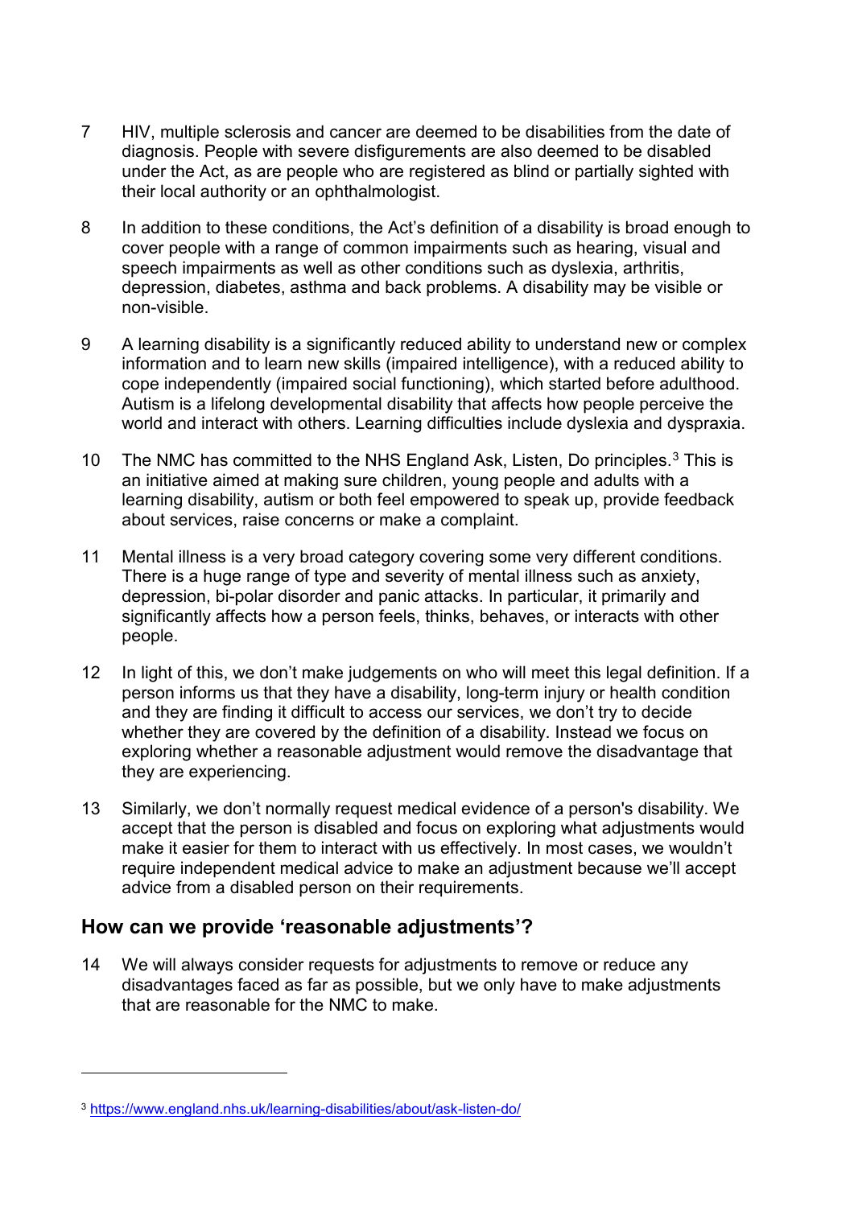7 HIV, multiple sclerosis and cancer are deemed to be disabilities from the date of diagnosis. People with severe disfigurements are also deemed to be disabled under the Act, as are people who are registered as blind or partially sighted with their local authority or an ophthalmologist.

8 In addition to these conditions, the Act's definition of a disability is broad enough to cover people with a range of common impairments such as hearing, visual and speech impairments as well as other conditions such as dyslexia, arthritis, depression, diabetes, asthma and back problems. A disability may be visible or non-visible.

9 A learning disability is a significantly reduced ability to understand new or complex information and to learn new skills (impaired intelligence), with a reduced ability to cope independently (impaired social functioning), which started before adulthood. Autism is a lifelong developmental disability that affects how people perceive the world and interact with others. Learning difficulties include dyslexia and dyspraxia.

10 The NMC has committed to the NHS England Ask, Listen, Do principles.[3] This is an initiative aimed at making sure children, young people and adults with a learning disability, autism or both feel empowered to speak up, provide feedback about services, raise concerns or make a complaint.

11 Mental illness is a very broad category covering some very different conditions. There is a huge range of type and severity of mental illness such as anxiety, depression, bi-polar disorder and panic attacks. In particular, it primarily and significantly affects how a person feels, thinks, behaves, or interacts with other people.

12 In light of this, we don't make judgements on who will meet this legal definition. If a person informs us that they have a disability, long-term injury or health condition and they are finding it difficult to access our services, we don't try to decide whether they are covered by the definition of a disability. Instead we focus on exploring whether a reasonable adjustment would remove the disadvantage that they are experiencing.

13 Similarly, we don't normally request medical evidence of a person's disability. We accept that the person is disabled and focus on exploring what adjustments would make it easier for them to interact with us effectively. In most cases, we wouldn't require independent medical advice to make an adjustment because we'll accept advice from a disabled person on their requirements.

## How can we provide 'reasonable adjustments'?

14 We will always consider requests for adjustments to remove or reduce any disadvantages faced as far as possible, but we only have to make adjustments that are reasonable for the NMC to make.

---

[3] https://www.england.nhs.uk/learning-disabilities/about/ask-listen-do/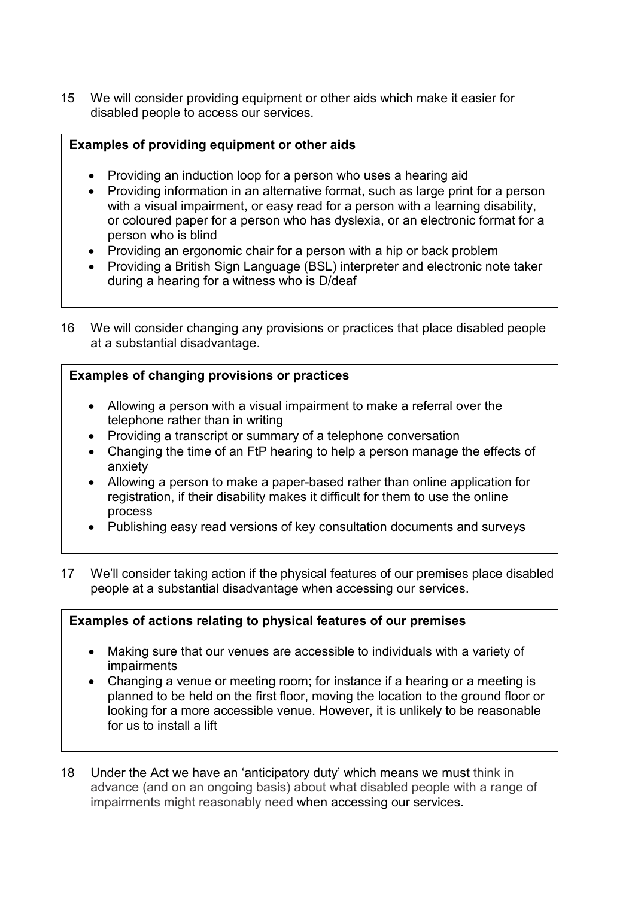15 We will consider providing equipment or other aids which make it easier for disabled people to access our services.

**Examples of providing equipment or other aids**

- Providing an induction loop for a person who uses a hearing aid
- Providing information in an alternative format, such as large print for a person with a visual impairment, or easy read for a person with a learning disability, or coloured paper for a person who has dyslexia, or an electronic format for a person who is blind
- Providing an ergonomic chair for a person with a hip or back problem
- Providing a British Sign Language (BSL) interpreter and electronic note taker during a hearing for a witness who is D/deaf

16 We will consider changing any provisions or practices that place disabled people at a substantial disadvantage.

**Examples of changing provisions or practices**

- Allowing a person with a visual impairment to make a referral over the telephone rather than in writing
- Providing a transcript or summary of a telephone conversation
- Changing the time of an FtP hearing to help a person manage the effects of anxiety
- Allowing a person to make a paper-based rather than online application for registration, if their disability makes it difficult for them to use the online process
- Publishing easy read versions of key consultation documents and surveys

17 We'll consider taking action if the physical features of our premises place disabled people at a substantial disadvantage when accessing our services.

**Examples of actions relating to physical features of our premises**

- Making sure that our venues are accessible to individuals with a variety of impairments
- Changing a venue or meeting room; for instance if a hearing or a meeting is planned to be held on the first floor, moving the location to the ground floor or looking for a more accessible venue. However, it is unlikely to be reasonable for us to install a lift

18 Under the Act we have an 'anticipatory duty' which means we must think in advance (and on an ongoing basis) about what disabled people with a range of impairments might reasonably need when accessing our services.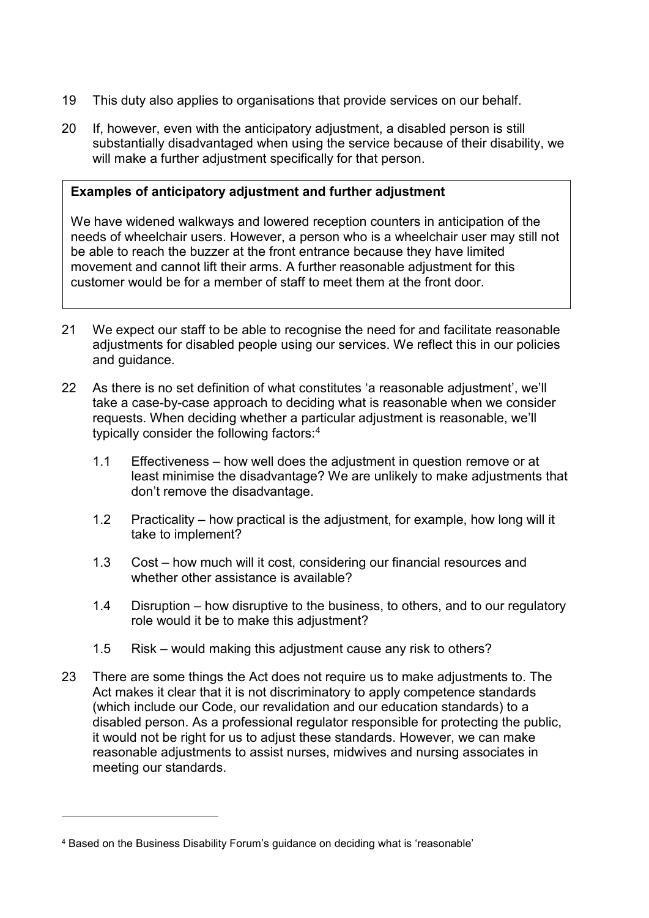19 This duty also applies to organisations that provide services on our behalf.

20 If, however, even with the anticipatory adjustment, a disabled person is still substantially disadvantaged when using the service because of their disability, we will make a further adjustment specifically for that person.

> **Examples of anticipatory adjustment and further adjustment**
>
> We have widened walkways and lowered reception counters in anticipation of the needs of wheelchair users. However, a person who is a wheelchair user may still not be able to reach the buzzer at the front entrance because they have limited movement and cannot lift their arms. A further reasonable adjustment for this customer would be for a member of staff to meet them at the front door.

21 We expect our staff to be able to recognise the need for and facilitate reasonable adjustments for disabled people using our services. We reflect this in our policies and guidance.

22 As there is no set definition of what constitutes 'a reasonable adjustment', we'll take a case-by-case approach to deciding what is reasonable when we consider requests. When deciding whether a particular adjustment is reasonable, we'll typically consider the following factors:[4]

   1.1 Effectiveness – how well does the adjustment in question remove or at least minimise the disadvantage? We are unlikely to make adjustments that don't remove the disadvantage.

   1.2 Practicality – how practical is the adjustment, for example, how long will it take to implement?

   1.3 Cost – how much will it cost, considering our financial resources and whether other assistance is available?

   1.4 Disruption – how disruptive to the business, to others, and to our regulatory role would it be to make this adjustment?

   1.5 Risk – would making this adjustment cause any risk to others?

23 There are some things the Act does not require us to make adjustments to. The Act makes it clear that it is not discriminatory to apply competence standards (which include our Code, our revalidation and our education standards) to a disabled person. As a professional regulator responsible for protecting the public, it would not be right for us to adjust these standards. However, we can make reasonable adjustments to assist nurses, midwives and nursing associates in meeting our standards.

---

[4] Based on the Business Disability Forum's guidance on deciding what is 'reasonable'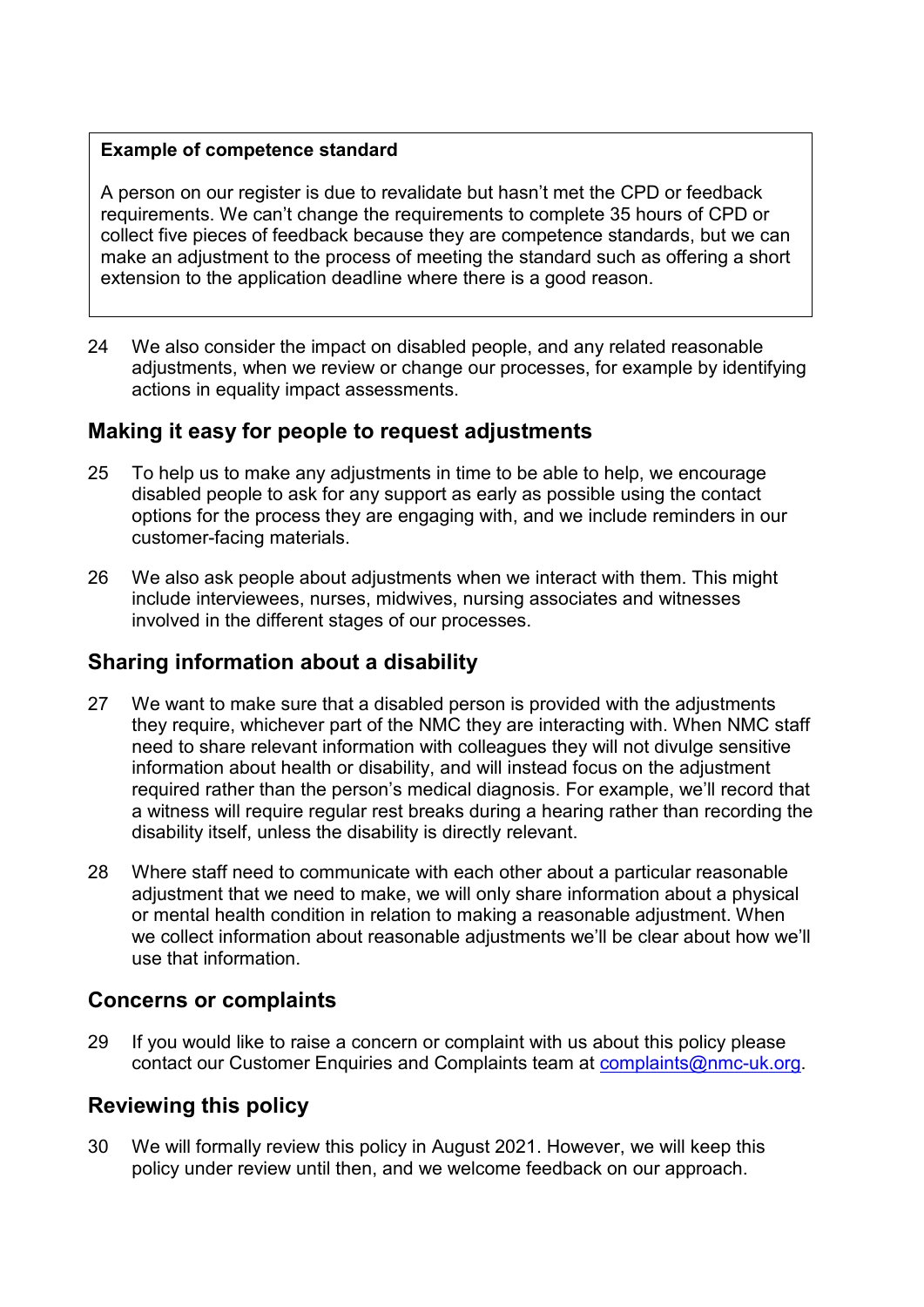> **Example of competence standard**
>
> A person on our register is due to revalidate but hasn't met the CPD or feedback requirements. We can't change the requirements to complete 35 hours of CPD or collect five pieces of feedback because they are competence standards, but we can make an adjustment to the process of meeting the standard such as offering a short extension to the application deadline where there is a good reason.

24 We also consider the impact on disabled people, and any related reasonable adjustments, when we review or change our processes, for example by identifying actions in equality impact assessments.

## Making it easy for people to request adjustments

25 To help us to make any adjustments in time to be able to help, we encourage disabled people to ask for any support as early as possible using the contact options for the process they are engaging with, and we include reminders in our customer-facing materials.

26 We also ask people about adjustments when we interact with them. This might include interviewees, nurses, midwives, nursing associates and witnesses involved in the different stages of our processes.

## Sharing information about a disability

27 We want to make sure that a disabled person is provided with the adjustments they require, whichever part of the NMC they are interacting with. When NMC staff need to share relevant information with colleagues they will not divulge sensitive information about health or disability, and will instead focus on the adjustment required rather than the person's medical diagnosis. For example, we'll record that a witness will require regular rest breaks during a hearing rather than recording the disability itself, unless the disability is directly relevant.

28 Where staff need to communicate with each other about a particular reasonable adjustment that we need to make, we will only share information about a physical or mental health condition in relation to making a reasonable adjustment. When we collect information about reasonable adjustments we'll be clear about how we'll use that information.

## Concerns or complaints

29 If you would like to raise a concern or complaint with us about this policy please contact our Customer Enquiries and Complaints team at [complaints@nmc-uk.org](mailto:complaints@nmc-uk.org).

## Reviewing this policy

30 We will formally review this policy in August 2021. However, we will keep this policy under review until then, and we welcome feedback on our approach.